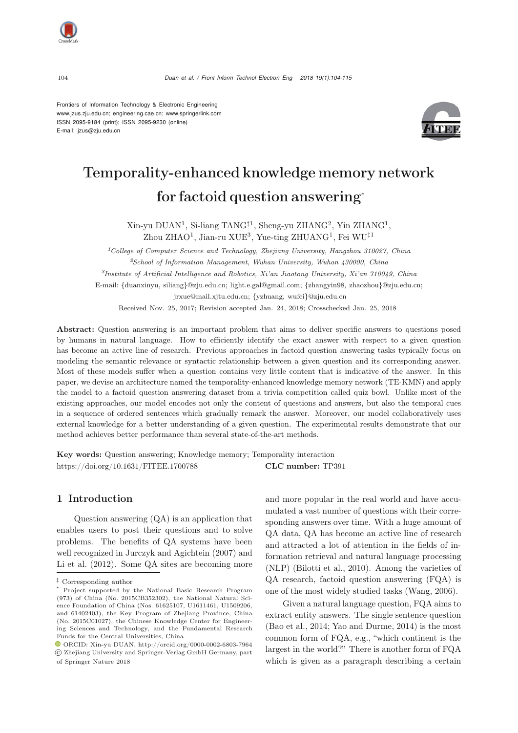Frontiers of Information Technology & Electronic Engineering
www.jzus.zju.edu.cn; engineering.cae.cn; www.springerlink.com
ISSN 2095-9184 (print); ISSN 2095-9230 (online)
E-mail: jzus@zju.edu.cn

# Temporality-enhanced knowledge memory network for factoid question answering*

Xin-yu DUAN[1], Si-liang TANG[‡1], Sheng-yu ZHANG[2], Yin ZHANG[1], Zhou ZHAO[1], Jian-ru XUE[3], Yue-ting ZHUANG[1], Fei WU[‡1]

[1]*College of Computer Science and Technology, Zhejiang University, Hangzhou 310027, China*

[2]*School of Information Management, Wuhan University, Wuhan 430000, China*

[3]*Institute of Artificial Intelligence and Robotics, Xi'an Jiaotong University, Xi'an 710049, China*

E-mail: {duanxinyu, siliang}@zju.edu.cn; light.e.gal@gmail.com; {zhangyin98, zhaozhou}@zju.edu.cn; jrxue@mail.xjtu.edu.cn; {yzhuang, wufei}@zju.edu.cn

Received Nov. 25, 2017; Revision accepted Jan. 24, 2018; Crosschecked Jan. 25, 2018

**Abstract:** Question answering is an important problem that aims to deliver specific answers to questions posed by humans in natural language. How to efficiently identify the exact answer with respect to a given question has become an active line of research. Previous approaches in factoid question answering tasks typically focus on modeling the semantic relevance or syntactic relationship between a given question and its corresponding answer. Most of these models suffer when a question contains very little content that is indicative of the answer. In this paper, we devise an architecture named the temporality-enhanced knowledge memory network (TE-KMN) and apply the model to a factoid question answering dataset from a trivia competition called quiz bowl. Unlike most of the existing approaches, our model encodes not only the content of questions and answers, but also the temporal cues in a sequence of ordered sentences which gradually remark the answer. Moreover, our model collaboratively uses external knowledge for a better understanding of a given question. The experimental results demonstrate that our method achieves better performance than several state-of-the-art methods.

**Key words:** Question answering; Knowledge memory; Temporality interaction
https://doi.org/10.1631/FITEE.1700788 **CLC number:** TP391

## 1 Introduction

Question answering (QA) is an application that enables users to post their questions and to solve problems. The benefits of QA systems have been well recognized in Jurczyk and Agichtein (2007) and Li et al. (2012). Some QA sites are becoming more and more popular in the real world and have accumulated a vast number of questions with their corresponding answers over time. With a huge amount of QA data, QA has become an active line of research and attracted a lot of attention in the fields of information retrieval and natural language processing (NLP) (Bilotti et al., 2010). Among the varieties of QA research, factoid question answering (FQA) is one of the most widely studied tasks (Wang, 2006).

Given a natural language question, FQA aims to extract entity answers. The single sentence question (Bao et al., 2014; Yao and Durme, 2014) is the most common form of FQA, e.g., "which continent is the largest in the world?" There is another form of FQA which is given as a paragraph describing a certain

‡ Corresponding author

\* Project supported by the National Basic Research Program (973) of China (No. 2015CB352302), the National Natural Science Foundation of China (Nos. 61625107, U1611461, U1509206, and 61402403), the Key Program of Zhejiang Province, China (No. 2015C01027), the Chinese Knowledge Center for Engineering Sciences and Technology, and the Fundamental Research Funds for the Central Universities, China

ORCID: Xin-yu DUAN, http://orcid.org/0000-0002-6803-7964

© Zhejiang University and Springer-Verlag GmbH Germany, part of Springer Nature 2018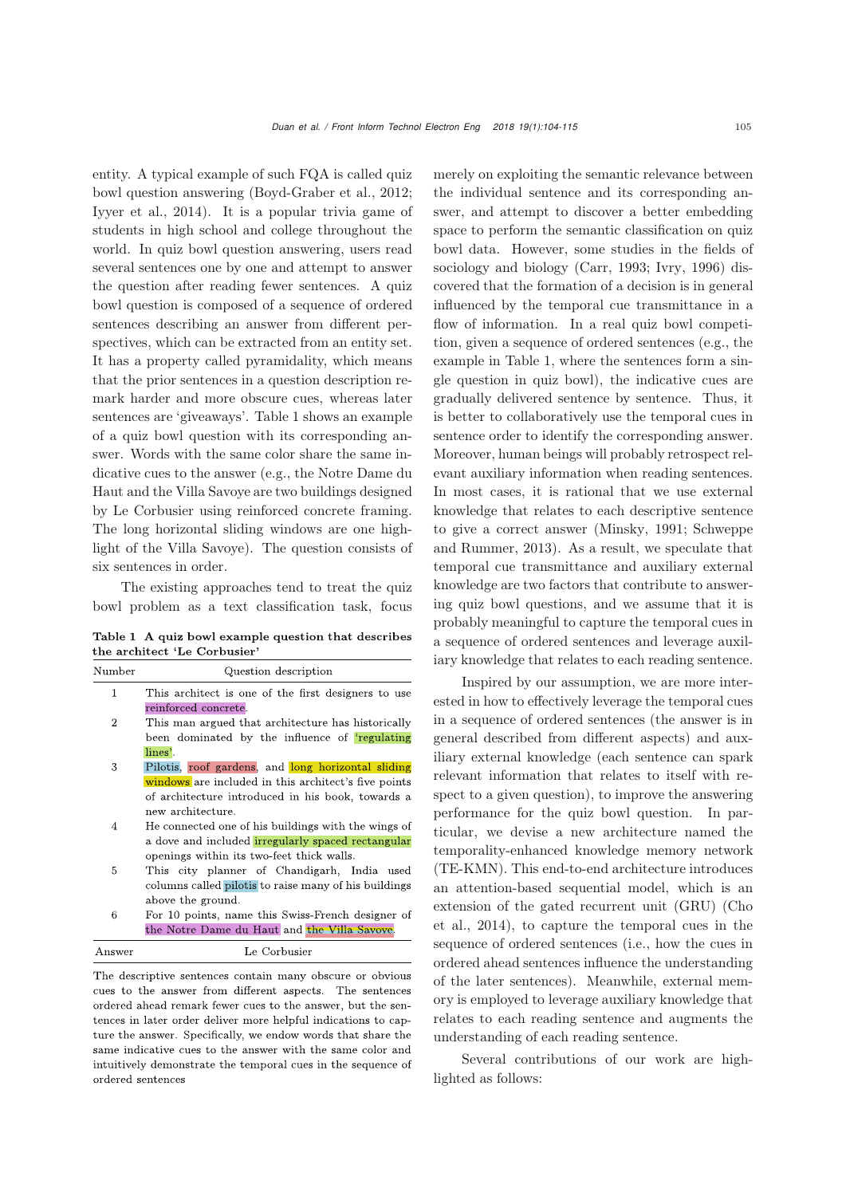entity. A typical example of such FQA is called quiz bowl question answering (Boyd-Graber et al., 2012; Iyyer et al., 2014). It is a popular trivia game of students in high school and college throughout the world. In quiz bowl question answering, users read several sentences one by one and attempt to answer the question after reading fewer sentences. A quiz bowl question is composed of a sequence of ordered sentences describing an answer from different perspectives, which can be extracted from an entity set. It has a property called pyramidality, which means that the prior sentences in a question description remark harder and more obscure cues, whereas later sentences are 'giveaways'. Table 1 shows an example of a quiz bowl question with its corresponding answer. Words with the same color share the same indicative cues to the answer (e.g., the Notre Dame du Haut and the Villa Savoye are two buildings designed by Le Corbusier using reinforced concrete framing. The long horizontal sliding windows are one highlight of the Villa Savoye). The question consists of six sentences in order.

The existing approaches tend to treat the quiz bowl problem as a text classification task, focus merely on exploiting the semantic relevance between the individual sentence and its corresponding answer, and attempt to discover a better embedding space to perform the semantic classification on quiz bowl data. However, some studies in the fields of sociology and biology (Carr, 1993; Ivry, 1996) discovered that the formation of a decision is in general influenced by the temporal cue transmittance in a flow of information. In a real quiz bowl competition, given a sequence of ordered sentences (e.g., the example in Table 1, where the sentences form a single question in quiz bowl), the indicative cues are gradually delivered sentence by sentence. Thus, it is better to collaboratively use the temporal cues in sentence order to identify the corresponding answer. Moreover, human beings will probably retrospect relevant auxiliary information when reading sentences. In most cases, it is rational that we use external knowledge that relates to each descriptive sentence to give a correct answer (Minsky, 1991; Schweppe and Rummer, 2013). As a result, we speculate that temporal cue transmittance and auxiliary external knowledge are two factors that contribute to answering quiz bowl questions, and we assume that it is probably meaningful to capture the temporal cues in a sequence of ordered sentences and leverage auxiliary knowledge that relates to each reading sentence.

**Table 1 A quiz bowl example question that describes the architect 'Le Corbusier'**

| Number | Question description |
|---|---|
| 1 | This architect is one of the first designers to use reinforced concrete. |
| 2 | This man argued that architecture has historically been dominated by the influence of 'regulating lines'. |
| 3 | Pilotis, roof gardens, and long horizontal sliding windows are included in this architect's five points of architecture introduced in his book, towards a new architecture. |
| 4 | He connected one of his buildings with the wings of a dove and included irregularly spaced rectangular openings within its two-feet thick walls. |
| 5 | This city planner of Chandigarh, India used columns called pilotis to raise many of his buildings above the ground. |
| 6 | For 10 points, name this Swiss-French designer of the Notre Dame du Haut and the Villa Savoye. |
| Answer | Le Corbusier |

The descriptive sentences contain many obscure or obvious cues to the answer from different aspects. The sentences ordered ahead remark fewer cues to the answer, but the sentences in later order deliver more helpful indications to capture the answer. Specifically, we endow words that share the same indicative cues to the answer with the same color and intuitively demonstrate the temporal cues in the sequence of ordered sentences

Inspired by our assumption, we are more interested in how to effectively leverage the temporal cues in a sequence of ordered sentences (the answer is in general described from different aspects) and auxiliary external knowledge (each sentence can spark relevant information that relates to itself with respect to a given question), to improve the answering performance for the quiz bowl question. In particular, we devise a new architecture named the temporality-enhanced knowledge memory network (TE-KMN). This end-to-end architecture introduces an attention-based sequential model, which is an extension of the gated recurrent unit (GRU) (Cho et al., 2014), to capture the temporal cues in the sequence of ordered sentences (i.e., how the cues in ordered ahead sentences influence the understanding of the later sentences). Meanwhile, external memory is employed to leverage auxiliary knowledge that relates to each reading sentence and augments the understanding of each reading sentence.

Several contributions of our work are highlighted as follows: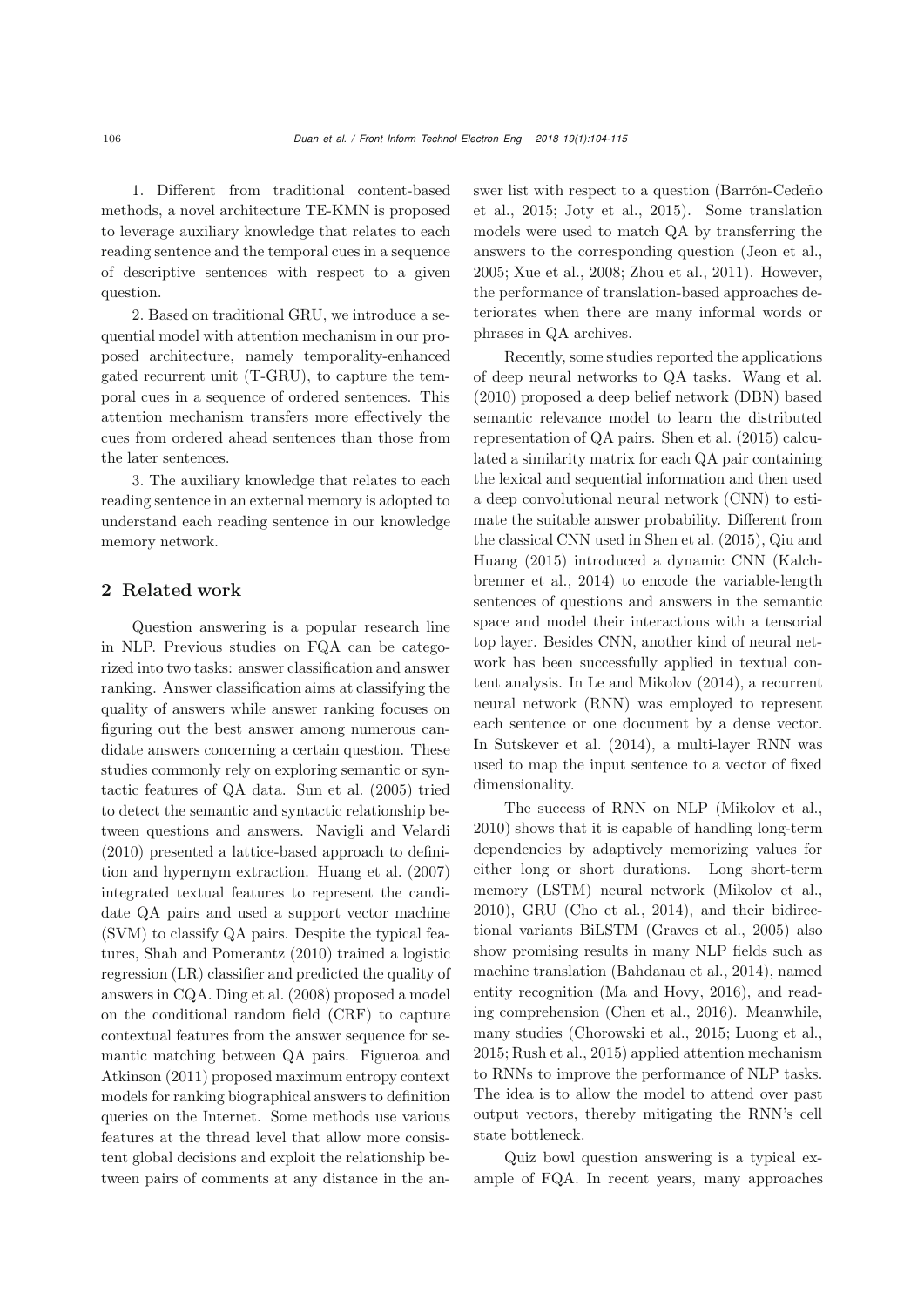1. Different from traditional content-based methods, a novel architecture TE-KMN is proposed to leverage auxiliary knowledge that relates to each reading sentence and the temporal cues in a sequence of descriptive sentences with respect to a given question.

2. Based on traditional GRU, we introduce a sequential model with attention mechanism in our proposed architecture, namely temporality-enhanced gated recurrent unit (T-GRU), to capture the temporal cues in a sequence of ordered sentences. This attention mechanism transfers more effectively the cues from ordered ahead sentences than those from the later sentences.

3. The auxiliary knowledge that relates to each reading sentence in an external memory is adopted to understand each reading sentence in our knowledge memory network.

## 2 Related work

Question answering is a popular research line in NLP. Previous studies on FQA can be categorized into two tasks: answer classification and answer ranking. Answer classification aims at classifying the quality of answers while answer ranking focuses on figuring out the best answer among numerous candidate answers concerning a certain question. These studies commonly rely on exploring semantic or syntactic features of QA data. Sun et al. (2005) tried to detect the semantic and syntactic relationship between questions and answers. Navigli and Velardi (2010) presented a lattice-based approach to definition and hypernym extraction. Huang et al. (2007) integrated textual features to represent the candidate QA pairs and used a support vector machine (SVM) to classify QA pairs. Despite the typical features, Shah and Pomerantz (2010) trained a logistic regression (LR) classifier and predicted the quality of answers in CQA. Ding et al. (2008) proposed a model on the conditional random field (CRF) to capture contextual features from the answer sequence for semantic matching between QA pairs. Figueroa and Atkinson (2011) proposed maximum entropy context models for ranking biographical answers to definition queries on the Internet. Some methods use various features at the thread level that allow more consistent global decisions and exploit the relationship between pairs of comments at any distance in the answer list with respect to a question (Barrón-Cedeño et al., 2015; Joty et al., 2015). Some translation models were used to match QA by transferring the answers to the corresponding question (Jeon et al., 2005; Xue et al., 2008; Zhou et al., 2011). However, the performance of translation-based approaches deteriorates when there are many informal words or phrases in QA archives.

Recently, some studies reported the applications of deep neural networks to QA tasks. Wang et al. (2010) proposed a deep belief network (DBN) based semantic relevance model to learn the distributed representation of QA pairs. Shen et al. (2015) calculated a similarity matrix for each QA pair containing the lexical and sequential information and then used a deep convolutional neural network (CNN) to estimate the suitable answer probability. Different from the classical CNN used in Shen et al. (2015), Qiu and Huang (2015) introduced a dynamic CNN (Kalchbrenner et al., 2014) to encode the variable-length sentences of questions and answers in the semantic space and model their interactions with a tensorial top layer. Besides CNN, another kind of neural network has been successfully applied in textual content analysis. In Le and Mikolov (2014), a recurrent neural network (RNN) was employed to represent each sentence or one document by a dense vector. In Sutskever et al. (2014), a multi-layer RNN was used to map the input sentence to a vector of fixed dimensionality.

The success of RNN on NLP (Mikolov et al., 2010) shows that it is capable of handling long-term dependencies by adaptively memorizing values for either long or short durations. Long short-term memory (LSTM) neural network (Mikolov et al., 2010), GRU (Cho et al., 2014), and their bidirectional variants BiLSTM (Graves et al., 2005) also show promising results in many NLP fields such as machine translation (Bahdanau et al., 2014), named entity recognition (Ma and Hovy, 2016), and reading comprehension (Chen et al., 2016). Meanwhile, many studies (Chorowski et al., 2015; Luong et al., 2015; Rush et al., 2015) applied attention mechanism to RNNs to improve the performance of NLP tasks. The idea is to allow the model to attend over past output vectors, thereby mitigating the RNN's cell state bottleneck.

Quiz bowl question answering is a typical example of FQA. In recent years, many approaches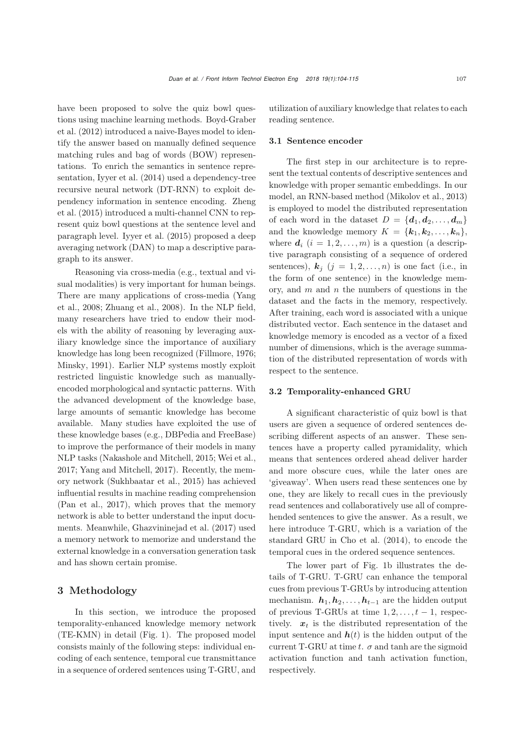have been proposed to solve the quiz bowl questions using machine learning methods. Boyd-Graber et al. (2012) introduced a naive-Bayes model to identify the answer based on manually defined sequence matching rules and bag of words (BOW) representations. To enrich the semantics in sentence representation, Iyyer et al. (2014) used a dependency-tree recursive neural network (DT-RNN) to exploit dependency information in sentence encoding. Zheng et al. (2015) introduced a multi-channel CNN to represent quiz bowl questions at the sentence level and paragraph level. Iyyer et al. (2015) proposed a deep averaging network (DAN) to map a descriptive paragraph to its answer.

Reasoning via cross-media (e.g., textual and visual modalities) is very important for human beings. There are many applications of cross-media (Yang et al., 2008; Zhuang et al., 2008). In the NLP field, many researchers have tried to endow their models with the ability of reasoning by leveraging auxiliary knowledge since the importance of auxiliary knowledge has long been recognized (Fillmore, 1976; Minsky, 1991). Earlier NLP systems mostly exploit restricted linguistic knowledge such as manually-encoded morphological and syntactic patterns. With the advanced development of the knowledge base, large amounts of semantic knowledge has become available. Many studies have exploited the use of these knowledge bases (e.g., DBPedia and FreeBase) to improve the performance of their models in many NLP tasks (Nakashole and Mitchell, 2015; Wei et al., 2017; Yang and Mitchell, 2017). Recently, the memory network (Sukhbaatar et al., 2015) has achieved influential results in machine reading comprehension (Pan et al., 2017), which proves that the memory network is able to better understand the input documents. Meanwhile, Ghazvininejad et al. (2017) used a memory network to memorize and understand the external knowledge in a conversation generation task and has shown certain promise.

## 3 Methodology

In this section, we introduce the proposed temporality-enhanced knowledge memory network (TE-KMN) in detail (Fig. 1). The proposed model consists mainly of the following steps: individual encoding of each sentence, temporal cue transmittance in a sequence of ordered sentences using T-GRU, and utilization of auxiliary knowledge that relates to each reading sentence.

### 3.1 Sentence encoder

The first step in our architecture is to represent the textual contents of descriptive sentences and knowledge with proper semantic embeddings. In our model, an RNN-based method (Mikolov et al., 2013) is employed to model the distributed representation of each word in the dataset $D = \{\boldsymbol{d}_1, \boldsymbol{d}_2, \ldots, \boldsymbol{d}_m\}$ and the knowledge memory $K = \{\boldsymbol{k}_1, \boldsymbol{k}_2, \ldots, \boldsymbol{k}_n\}$, where $\boldsymbol{d}_i$ $(i = 1, 2, \ldots, m)$ is a question (a descriptive paragraph consisting of a sequence of ordered sentences), $\boldsymbol{k}_j$ $(j = 1, 2, \ldots, n)$ is one fact (i.e., in the form of one sentence) in the knowledge memory, and $m$ and $n$ the numbers of questions in the dataset and the facts in the memory, respectively. After training, each word is associated with a unique distributed vector. Each sentence in the dataset and knowledge memory is encoded as a vector of a fixed number of dimensions, which is the average summation of the distributed representation of words with respect to the sentence.

### 3.2 Temporality-enhanced GRU

A significant characteristic of quiz bowl is that users are given a sequence of ordered sentences describing different aspects of an answer. These sentences have a property called pyramidality, which means that sentences ordered ahead deliver harder and more obscure cues, while the later ones are 'giveaway'. When users read these sentences one by one, they are likely to recall cues in the previously read sentences and collaboratively use all of comprehended sentences to give the answer. As a result, we here introduce T-GRU, which is a variation of the standard GRU in Cho et al. (2014), to encode the temporal cues in the ordered sequence sentences.

The lower part of Fig. 1b illustrates the details of T-GRU. T-GRU can enhance the temporal cues from previous T-GRUs by introducing attention mechanism. $\boldsymbol{h}_1, \boldsymbol{h}_2, \ldots, \boldsymbol{h}_{t-1}$ are the hidden output of previous T-GRUs at time $1, 2, \ldots, t-1$, respectively. $\boldsymbol{x}_t$ is the distributed representation of the input sentence and $\boldsymbol{h}(t)$ is the hidden output of the current T-GRU at time $t$. $\sigma$ and tanh are the sigmoid activation function and tanh activation function, respectively.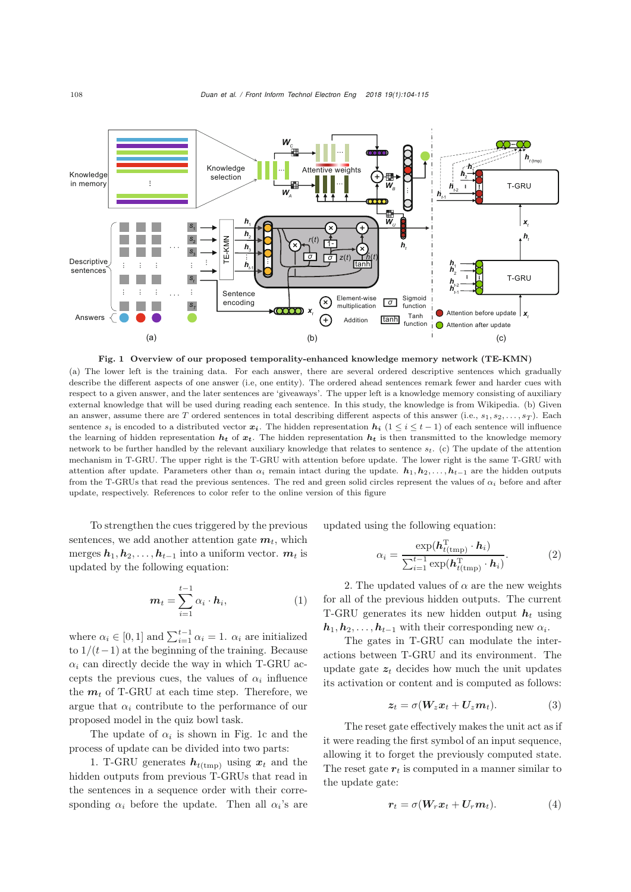**Fig. 1 Overview of our proposed temporality-enhanced knowledge memory network (TE-KMN)**

(a) The lower left is the training data. For each answer, there are several ordered descriptive sentences which gradually describe the different aspects of one answer (i.e, one entity). The ordered ahead sentences remark fewer and harder cues with respect to a given answer, and the later sentences are 'giveaways'. The upper left is a knowledge memory consisting of auxiliary external knowledge that will be used during reading each sentence. In this study, the knowledge is from Wikipedia. (b) Given an answer, assume there are $T$ ordered sentences in total describing different aspects of this answer (i.e., $s_1, s_2, \ldots, s_T$). Each sentence $s_i$ is encoded to a distributed vector $\boldsymbol{x_i}$. The hidden representation $\boldsymbol{h_i}$ ($1 \leq i \leq t-1$) of each sentence will influence the learning of hidden representation $\boldsymbol{h_t}$ of $\boldsymbol{x_t}$. The hidden representation $\boldsymbol{h_t}$ is then transmitted to the knowledge memory network to be further handled by the relevant auxiliary knowledge that relates to sentence $s_t$. (c) The update of the attention mechanism in T-GRU. The upper right is the T-GRU with attention before update. The lower right is the same T-GRU with attention after update. Parameters other than $\alpha_i$ remain intact during the update. $\boldsymbol{h}_1, \boldsymbol{h}_2, \ldots, \boldsymbol{h}_{t-1}$ are the hidden outputs from the T-GRUs that read the previous sentences. The red and green solid circles represent the values of $\alpha_i$ before and after update, respectively. References to color refer to the online version of this figure

To strengthen the cues triggered by the previous sentences, we add another attention gate $\boldsymbol{m}_t$, which merges $\boldsymbol{h}_1, \boldsymbol{h}_2, \ldots, \boldsymbol{h}_{t-1}$ into a uniform vector. $\boldsymbol{m}_t$ is updated by the following equation:

$$\boldsymbol{m}_t = \sum_{i=1}^{t-1} \alpha_i \cdot \boldsymbol{h}_i, \tag{1}$$

where $\alpha_i \in [0, 1]$ and $\sum_{i=1}^{t-1} \alpha_i = 1$. $\alpha_i$ are initialized to $1/(t-1)$ at the beginning of the training. Because $\alpha_i$ can directly decide the way in which T-GRU accepts the previous cues, the values of $\alpha_i$ influence the $\boldsymbol{m}_t$ of T-GRU at each time step. Therefore, we argue that $\alpha_i$ contribute to the performance of our proposed model in the quiz bowl task.

The update of $\alpha_i$ is shown in Fig. 1c and the process of update can be divided into two parts:

1. T-GRU generates $\boldsymbol{h}_{t(\text{tmp})}$ using $\boldsymbol{x}_t$ and the hidden outputs from previous T-GRUs that read in the sentences in a sequence order with their corresponding $\alpha_i$ before the update. Then all $\alpha_i$'s are updated using the following equation:

$$\alpha_i = \frac{\exp(\boldsymbol{h}_{t(\text{tmp})}^{\mathrm{T}} \cdot \boldsymbol{h}_i)}{\sum_{i=1}^{t-1} \exp(\boldsymbol{h}_{t(\text{tmp})}^{\mathrm{T}} \cdot \boldsymbol{h}_i)}. \tag{2}$$

2. The updated values of $\alpha$ are the new weights for all of the previous hidden outputs. The current T-GRU generates its new hidden output $\boldsymbol{h}_t$ using $\boldsymbol{h}_1, \boldsymbol{h}_2, \ldots, \boldsymbol{h}_{t-1}$ with their corresponding new $\alpha_i$.

The gates in T-GRU can modulate the interactions between T-GRU and its environment. The update gate $\boldsymbol{z}_t$ decides how much the unit updates its activation or content and is computed as follows:

$$\boldsymbol{z}_t = \sigma(\boldsymbol{W}_z \boldsymbol{x}_t + \boldsymbol{U}_z \boldsymbol{m}_t). \tag{3}$$

The reset gate effectively makes the unit act as if it were reading the first symbol of an input sequence, allowing it to forget the previously computed state. The reset gate $\boldsymbol{r}_t$ is computed in a manner similar to the update gate:

$$\boldsymbol{r}_t = \sigma(\boldsymbol{W}_r \boldsymbol{x}_t + \boldsymbol{U}_r \boldsymbol{m}_t). \tag{4}$$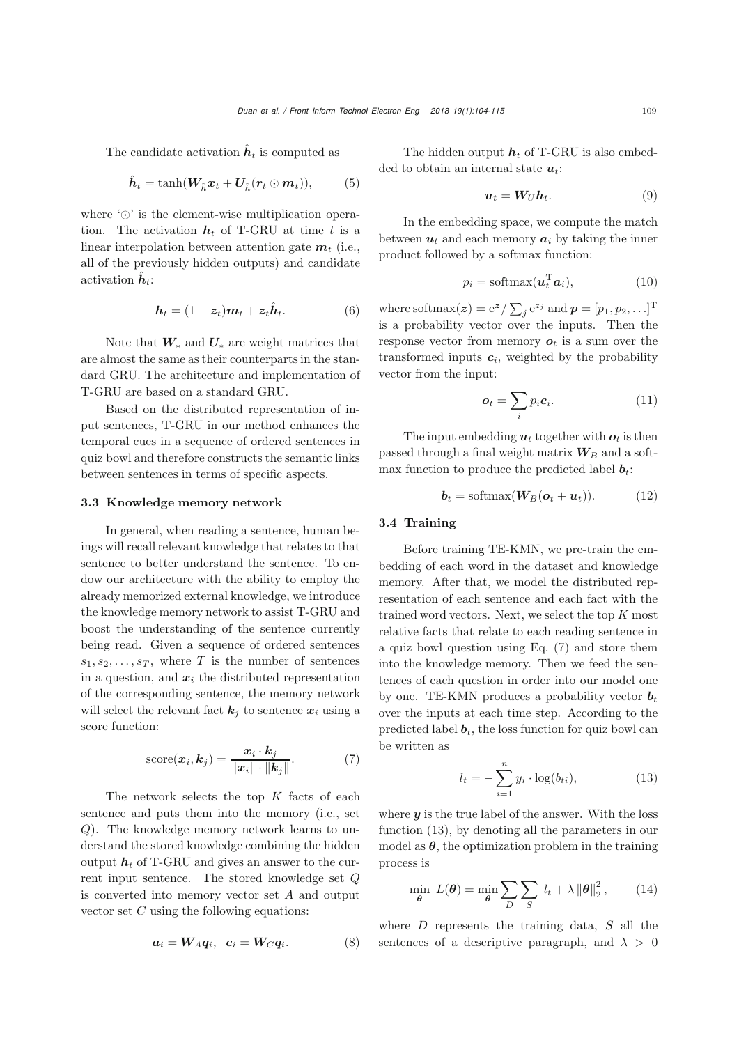The candidate activation $\hat{\boldsymbol{h}}_t$ is computed as

$$\hat{\boldsymbol{h}}_t = \tanh(\boldsymbol{W}_{\hat{h}}\boldsymbol{x}_t + \boldsymbol{U}_{\hat{h}}(\boldsymbol{r}_t \odot \boldsymbol{m}_t)), \tag{5}$$

where '$\odot$' is the element-wise multiplication operation. The activation $\boldsymbol{h}_t$ of T-GRU at time $t$ is a linear interpolation between attention gate $\boldsymbol{m}_t$ (i.e., all of the previously hidden outputs) and candidate activation $\hat{\boldsymbol{h}}_t$:

$$\boldsymbol{h}_t = (1 - \boldsymbol{z}_t)\boldsymbol{m}_t + \boldsymbol{z}_t\hat{\boldsymbol{h}}_t. \tag{6}$$

Note that $\boldsymbol{W}_*$ and $\boldsymbol{U}_*$ are weight matrices that are almost the same as their counterparts in the standard GRU. The architecture and implementation of T-GRU are based on a standard GRU.

Based on the distributed representation of input sentences, T-GRU in our method enhances the temporal cues in a sequence of ordered sentences in quiz bowl and therefore constructs the semantic links between sentences in terms of specific aspects.

### 3.3 Knowledge memory network

In general, when reading a sentence, human beings will recall relevant knowledge that relates to that sentence to better understand the sentence. To endow our architecture with the ability to employ the already memorized external knowledge, we introduce the knowledge memory network to assist T-GRU and boost the understanding of the sentence currently being read. Given a sequence of ordered sentences $s_1, s_2, \ldots, s_T$, where $T$ is the number of sentences in a question, and $\boldsymbol{x}_i$ the distributed representation of the corresponding sentence, the memory network will select the relevant fact $\boldsymbol{k}_j$ to sentence $\boldsymbol{x}_i$ using a score function:

$$\text{score}(\boldsymbol{x}_i, \boldsymbol{k}_j) = \frac{\boldsymbol{x}_i \cdot \boldsymbol{k}_j}{\|\boldsymbol{x}_i\| \cdot \|\boldsymbol{k}_j\|}. \tag{7}$$

The network selects the top $K$ facts of each sentence and puts them into the memory (i.e., set $Q$). The knowledge memory network learns to understand the stored knowledge combining the hidden output $\boldsymbol{h}_t$ of T-GRU and gives an answer to the current input sentence. The stored knowledge set $Q$ is converted into memory vector set $A$ and output vector set $C$ using the following equations:

$$\boldsymbol{a}_i = \boldsymbol{W}_A\boldsymbol{q}_i, \quad \boldsymbol{c}_i = \boldsymbol{W}_C\boldsymbol{q}_i. \tag{8}$$

The hidden output $\boldsymbol{h}_t$ of T-GRU is also embedded to obtain an internal state $\boldsymbol{u}_t$:

$$\boldsymbol{u}_t = \boldsymbol{W}_U\boldsymbol{h}_t. \tag{9}$$

In the embedding space, we compute the match between $\boldsymbol{u}_t$ and each memory $\boldsymbol{a}_i$ by taking the inner product followed by a softmax function:

$$p_i = \text{softmax}(\boldsymbol{u}_t^{\mathrm{T}}\boldsymbol{a}_i), \tag{10}$$

where $\text{softmax}(\boldsymbol{z}) = \mathrm{e}^{\boldsymbol{z}}/\sum_j \mathrm{e}^{z_j}$ and $\boldsymbol{p} = [p_1, p_2, \ldots]^{\mathrm{T}}$ is a probability vector over the inputs. Then the response vector from memory $\boldsymbol{o}_t$ is a sum over the transformed inputs $\boldsymbol{c}_i$, weighted by the probability vector from the input:

$$\boldsymbol{o}_t = \sum_i p_i\boldsymbol{c}_i. \tag{11}$$

The input embedding $\boldsymbol{u}_t$ together with $\boldsymbol{o}_t$ is then passed through a final weight matrix $\boldsymbol{W}_B$ and a softmax function to produce the predicted label $\boldsymbol{b}_t$:

$$\boldsymbol{b}_t = \text{softmax}(\boldsymbol{W}_B(\boldsymbol{o}_t + \boldsymbol{u}_t)). \tag{12}$$

### 3.4 Training

Before training TE-KMN, we pre-train the embedding of each word in the dataset and knowledge memory. After that, we model the distributed representation of each sentence and each fact with the trained word vectors. Next, we select the top $K$ most relative facts that relate to each reading sentence in a quiz bowl question using Eq. (7) and store them into the knowledge memory. Then we feed the sentences of each question in order into our model one by one. TE-KMN produces a probability vector $\boldsymbol{b}_t$ over the inputs at each time step. According to the predicted label $\boldsymbol{b}_t$, the loss function for quiz bowl can be written as

$$l_t = -\sum_{i=1}^{n} y_i \cdot \log(b_{ti}), \tag{13}$$

where $\boldsymbol{y}$ is the true label of the answer. With the loss function (13), by denoting all the parameters in our model as $\boldsymbol{\theta}$, the optimization problem in the training process is

$$\min_{\boldsymbol{\theta}} \ L(\boldsymbol{\theta}) = \min_{\boldsymbol{\theta}} \sum_{D}\sum_{S} \ l_t + \lambda\|\boldsymbol{\theta}\|_2^2, \tag{14}$$

where $D$ represents the training data, $S$ all the sentences of a descriptive paragraph, and $\lambda > 0$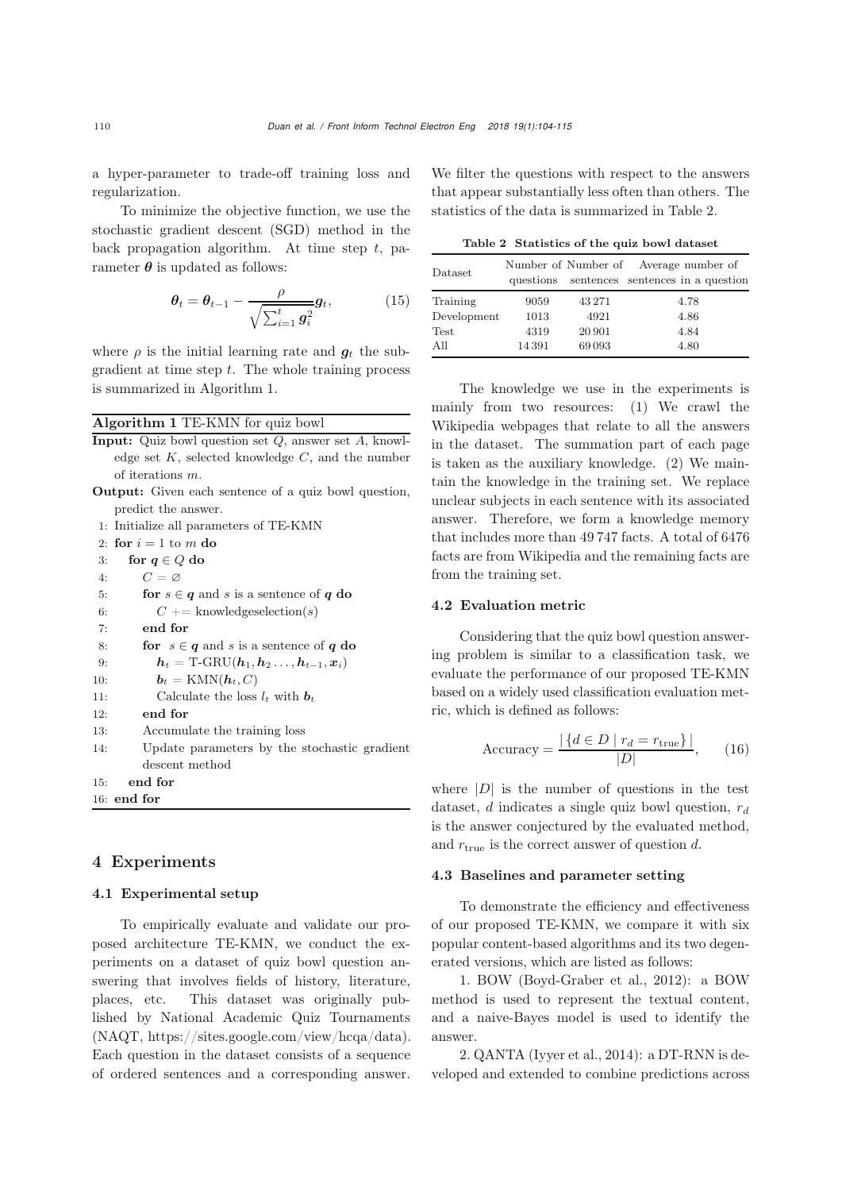a hyper-parameter to trade-off training loss and regularization.

To minimize the objective function, we use the stochastic gradient descent (SGD) method in the back propagation algorithm. At time step $t$, parameter $\boldsymbol{\theta}$ is updated as follows:

$$\boldsymbol{\theta}_t = \boldsymbol{\theta}_{t-1} - \frac{\rho}{\sqrt{\sum_{i=1}^{t} \boldsymbol{g}_i^2}} \boldsymbol{g}_t, \tag{15}$$

where $\rho$ is the initial learning rate and $\boldsymbol{g}_t$ the subgradient at time step $t$. The whole training process is summarized in Algorithm 1.

**Algorithm 1** TE-KMN for quiz bowl

**Input:** Quiz bowl question set $Q$, answer set $A$, knowledge set $K$, selected knowledge $C$, and the number of iterations $m$.

**Output:** Given each sentence of a quiz bowl question, predict the answer.

```
1: Initialize all parameters of TE-KMN
2: for i = 1 to m do
3:   for q ∈ Q do
4:     C = ∅
5:     for s ∈ q and s is a sentence of q do
6:       C += knowledgeselection(s)
7:     end for
8:     for s ∈ q and s is a sentence of q do
9:       h_t = T-GRU(h_1, h_2 ..., h_{t-1}, x_i)
10:      b_t = KMN(h_t, C)
11:      Calculate the loss l_t with b_t
12:    end for
13:    Accumulate the training loss
14:    Update parameters by the stochastic gradient
       descent method
15:  end for
16: end for
```

## 4 Experiments

### 4.1 Experimental setup

To empirically evaluate and validate our proposed architecture TE-KMN, we conduct the experiments on a dataset of quiz bowl question answering that involves fields of history, literature, places, etc. This dataset was originally published by National Academic Quiz Tournaments (NAQT, https://sites.google.com/view/hcqa/data). Each question in the dataset consists of a sequence of ordered sentences and a corresponding answer. We filter the questions with respect to the answers that appear substantially less often than others. The statistics of the data is summarized in Table 2.

**Table 2 Statistics of the quiz bowl dataset**

| Dataset | Number of questions | Number of sentences | Average number of sentences in a question |
|---|---|---|---|
| Training | 9059 | 43 271 | 4.78 |
| Development | 1013 | 4921 | 4.86 |
| Test | 4319 | 20 901 | 4.84 |
| All | 14 391 | 69 093 | 4.80 |

The knowledge we use in the experiments is mainly from two resources: (1) We crawl the Wikipedia webpages that relate to all the answers in the dataset. The summation part of each page is taken as the auxiliary knowledge. (2) We maintain the knowledge in the training set. We replace unclear subjects in each sentence with its associated answer. Therefore, we form a knowledge memory that includes more than 49 747 facts. A total of 6476 facts are from Wikipedia and the remaining facts are from the training set.

### 4.2 Evaluation metric

Considering that the quiz bowl question answering problem is similar to a classification task, we evaluate the performance of our proposed TE-KMN based on a widely used classification evaluation metric, which is defined as follows:

$$\text{Accuracy} = \frac{|\{d \in D \mid r_d = r_{\text{true}}\}|}{|D|}, \tag{16}$$

where $|D|$ is the number of questions in the test dataset, $d$ indicates a single quiz bowl question, $r_d$ is the answer conjectured by the evaluated method, and $r_{\text{true}}$ is the correct answer of question $d$.

### 4.3 Baselines and parameter setting

To demonstrate the efficiency and effectiveness of our proposed TE-KMN, we compare it with six popular content-based algorithms and its two degenerated versions, which are listed as follows:

1. BOW (Boyd-Graber et al., 2012): a BOW method is used to represent the textual content, and a naive-Bayes model is used to identify the answer.

2. QANTA (Iyyer et al., 2014): a DT-RNN is developed and extended to combine predictions across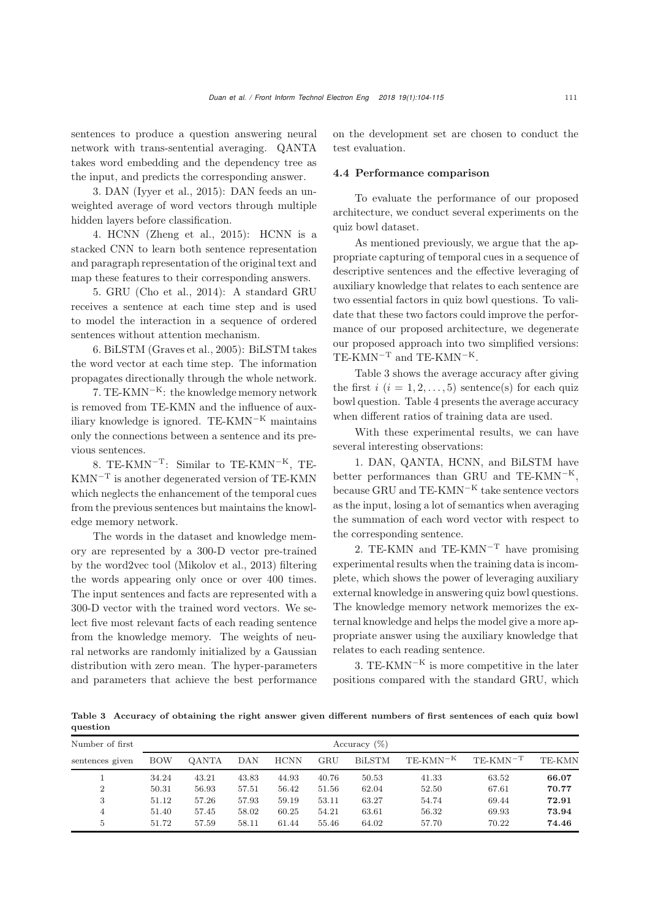sentences to produce a question answering neural network with trans-sentential averaging. QANTA takes word embedding and the dependency tree as the input, and predicts the corresponding answer.

3. DAN (Iyyer et al., 2015): DAN feeds an unweighted average of word vectors through multiple hidden layers before classification.

4. HCNN (Zheng et al., 2015): HCNN is a stacked CNN to learn both sentence representation and paragraph representation of the original text and map these features to their corresponding answers.

5. GRU (Cho et al., 2014): A standard GRU receives a sentence at each time step and is used to model the interaction in a sequence of ordered sentences without attention mechanism.

6. BiLSTM (Graves et al., 2005): BiLSTM takes the word vector at each time step. The information propagates directionally through the whole network.

7. TE-KMN$^{-\mathrm{K}}$: the knowledge memory network is removed from TE-KMN and the influence of auxiliary knowledge is ignored. TE-KMN$^{-\mathrm{K}}$ maintains only the connections between a sentence and its previous sentences.

8. TE-KMN$^{-\mathrm{T}}$: Similar to TE-KMN$^{-\mathrm{K}}$, TE-KMN$^{-\mathrm{T}}$ is another degenerated version of TE-KMN which neglects the enhancement of the temporal cues from the previous sentences but maintains the knowledge memory network.

The words in the dataset and knowledge memory are represented by a 300-D vector pre-trained by the word2vec tool (Mikolov et al., 2013) filtering the words appearing only once or over 400 times. The input sentences and facts are represented with a 300-D vector with the trained word vectors. We select five most relevant facts of each reading sentence from the knowledge memory. The weights of neural networks are randomly initialized by a Gaussian distribution with zero mean. The hyper-parameters and parameters that achieve the best performance on the development set are chosen to conduct the test evaluation.

### 4.4 Performance comparison

To evaluate the performance of our proposed architecture, we conduct several experiments on the quiz bowl dataset.

As mentioned previously, we argue that the appropriate capturing of temporal cues in a sequence of descriptive sentences and the effective leveraging of auxiliary knowledge that relates to each sentence are two essential factors in quiz bowl questions. To validate that these two factors could improve the performance of our proposed architecture, we degenerate our proposed approach into two simplified versions: TE-KMN$^{-\mathrm{T}}$ and TE-KMN$^{-\mathrm{K}}$.

Table 3 shows the average accuracy after giving the first $i$ ($i = 1, 2, \ldots, 5$) sentence(s) for each quiz bowl question. Table 4 presents the average accuracy when different ratios of training data are used.

With these experimental results, we can have several interesting observations:

1. DAN, QANTA, HCNN, and BiLSTM have better performances than GRU and TE-KMN$^{-\mathrm{K}}$, because GRU and TE-KMN$^{-\mathrm{K}}$ take sentence vectors as the input, losing a lot of semantics when averaging the summation of each word vector with respect to the corresponding sentence.

2. TE-KMN and TE-KMN$^{-\mathrm{T}}$ have promising experimental results when the training data is incomplete, which shows the power of leveraging auxiliary external knowledge in answering quiz bowl questions. The knowledge memory network memorizes the external knowledge and helps the model give a more appropriate answer using the auxiliary knowledge that relates to each reading sentence.

3. TE-KMN$^{-\mathrm{K}}$ is more competitive in the later positions compared with the standard GRU, which

**Table 3 Accuracy of obtaining the right answer given different numbers of first sentences of each quiz bowl question**

| Number of first sentences given | Accuracy (%) | | | | | | | | |
|---|---|---|---|---|---|---|---|---|---|
| | BOW | QANTA | DAN | HCNN | GRU | BiLSTM | TE-KMN$^{-\mathrm{K}}$ | TE-KMN$^{-\mathrm{T}}$ | TE-KMN |
| 1 | 34.24 | 43.21 | 43.83 | 44.93 | 40.76 | 50.53 | 41.33 | 63.52 | **66.07** |
| 2 | 50.31 | 56.93 | 57.51 | 56.42 | 51.56 | 62.04 | 52.50 | 67.61 | **70.77** |
| 3 | 51.12 | 57.26 | 57.93 | 59.19 | 53.11 | 63.27 | 54.74 | 69.44 | **72.91** |
| 4 | 51.40 | 57.45 | 58.02 | 60.25 | 54.21 | 63.61 | 56.32 | 69.93 | **73.94** |
| 5 | 51.72 | 57.59 | 58.11 | 61.44 | 55.46 | 64.02 | 57.70 | 70.22 | **74.46** |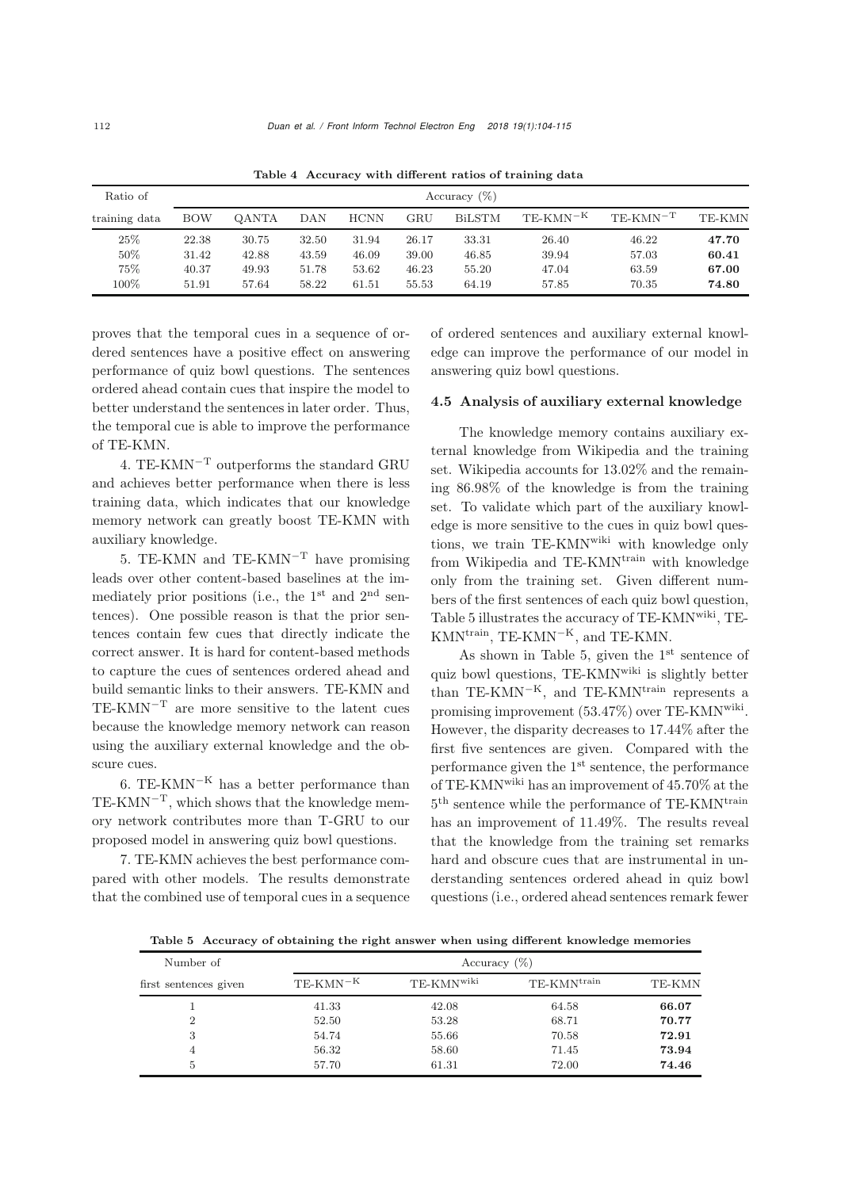Table 4 Accuracy with different ratios of training data

| Ratio of training data | Accuracy (%) | | | | | | | | |
|---|---|---|---|---|---|---|---|---|---|
| | BOW | QANTA | DAN | HCNN | GRU | BiLSTM | TE-KMN$^{-K}$ | TE-KMN$^{-T}$ | TE-KMN |
| 25% | 22.38 | 30.75 | 32.50 | 31.94 | 26.17 | 33.31 | 26.40 | 46.22 | **47.70** |
| 50% | 31.42 | 42.88 | 43.59 | 46.09 | 39.00 | 46.85 | 39.94 | 57.03 | **60.41** |
| 75% | 40.37 | 49.93 | 51.78 | 53.62 | 46.23 | 55.20 | 47.04 | 63.59 | **67.00** |
| 100% | 51.91 | 57.64 | 58.22 | 61.51 | 55.53 | 64.19 | 57.85 | 70.35 | **74.80** |

proves that the temporal cues in a sequence of ordered sentences have a positive effect on answering performance of quiz bowl questions. The sentences ordered ahead contain cues that inspire the model to better understand the sentences in later order. Thus, the temporal cue is able to improve the performance of TE-KMN.

4. TE-KMN$^{-T}$ outperforms the standard GRU and achieves better performance when there is less training data, which indicates that our knowledge memory network can greatly boost TE-KMN with auxiliary knowledge.

5. TE-KMN and TE-KMN$^{-T}$ have promising leads over other content-based baselines at the immediately prior positions (i.e., the 1$^{\text{st}}$ and 2$^{\text{nd}}$ sentences). One possible reason is that the prior sentences contain few cues that directly indicate the correct answer. It is hard for content-based methods to capture the cues of sentences ordered ahead and build semantic links to their answers. TE-KMN and TE-KMN$^{-T}$ are more sensitive to the latent cues because the knowledge memory network can reason using the auxiliary external knowledge and the obscure cues.

6. TE-KMN$^{-K}$ has a better performance than TE-KMN$^{-T}$, which shows that the knowledge memory network contributes more than T-GRU to our proposed model in answering quiz bowl questions.

7. TE-KMN achieves the best performance compared with other models. The results demonstrate that the combined use of temporal cues in a sequence of ordered sentences and auxiliary external knowledge can improve the performance of our model in answering quiz bowl questions.

### 4.5 Analysis of auxiliary external knowledge

The knowledge memory contains auxiliary external knowledge from Wikipedia and the training set. Wikipedia accounts for 13.02% and the remaining 86.98% of the knowledge is from the training set. To validate which part of the auxiliary knowledge is more sensitive to the cues in quiz bowl questions, we train TE-KMN$^{\text{wiki}}$ with knowledge only from Wikipedia and TE-KMN$^{\text{train}}$ with knowledge only from the training set. Given different numbers of the first sentences of each quiz bowl question, Table 5 illustrates the accuracy of TE-KMN$^{\text{wiki}}$, TE-KMN$^{\text{train}}$, TE-KMN$^{-K}$, and TE-KMN.

As shown in Table 5, given the 1$^{\text{st}}$ sentence of quiz bowl questions, TE-KMN$^{\text{wiki}}$ is slightly better than TE-KMN$^{-K}$, and TE-KMN$^{\text{train}}$ represents a promising improvement (53.47%) over TE-KMN$^{\text{wiki}}$. However, the disparity decreases to 17.44% after the first five sentences are given. Compared with the performance given the 1$^{\text{st}}$ sentence, the performance of TE-KMN$^{\text{wiki}}$ has an improvement of 45.70% at the 5$^{\text{th}}$ sentence while the performance of TE-KMN$^{\text{train}}$ has an improvement of 11.49%. The results reveal that the knowledge from the training set remarks hard and obscure cues that are instrumental in understanding sentences ordered ahead in quiz bowl questions (i.e., ordered ahead sentences remark fewer

Table 5 Accuracy of obtaining the right answer when using different knowledge memories

| Number of first sentences given | Accuracy (%) | | | |
|---|---|---|---|---|
| | TE-KMN$^{-K}$ | TE-KMN$^{\text{wiki}}$ | TE-KMN$^{\text{train}}$ | TE-KMN |
| 1 | 41.33 | 42.08 | 64.58 | **66.07** |
| 2 | 52.50 | 53.28 | 68.71 | **70.77** |
| 3 | 54.74 | 55.66 | 70.58 | **72.91** |
| 4 | 56.32 | 58.60 | 71.45 | **73.94** |
| 5 | 57.70 | 61.31 | 72.00 | **74.46** |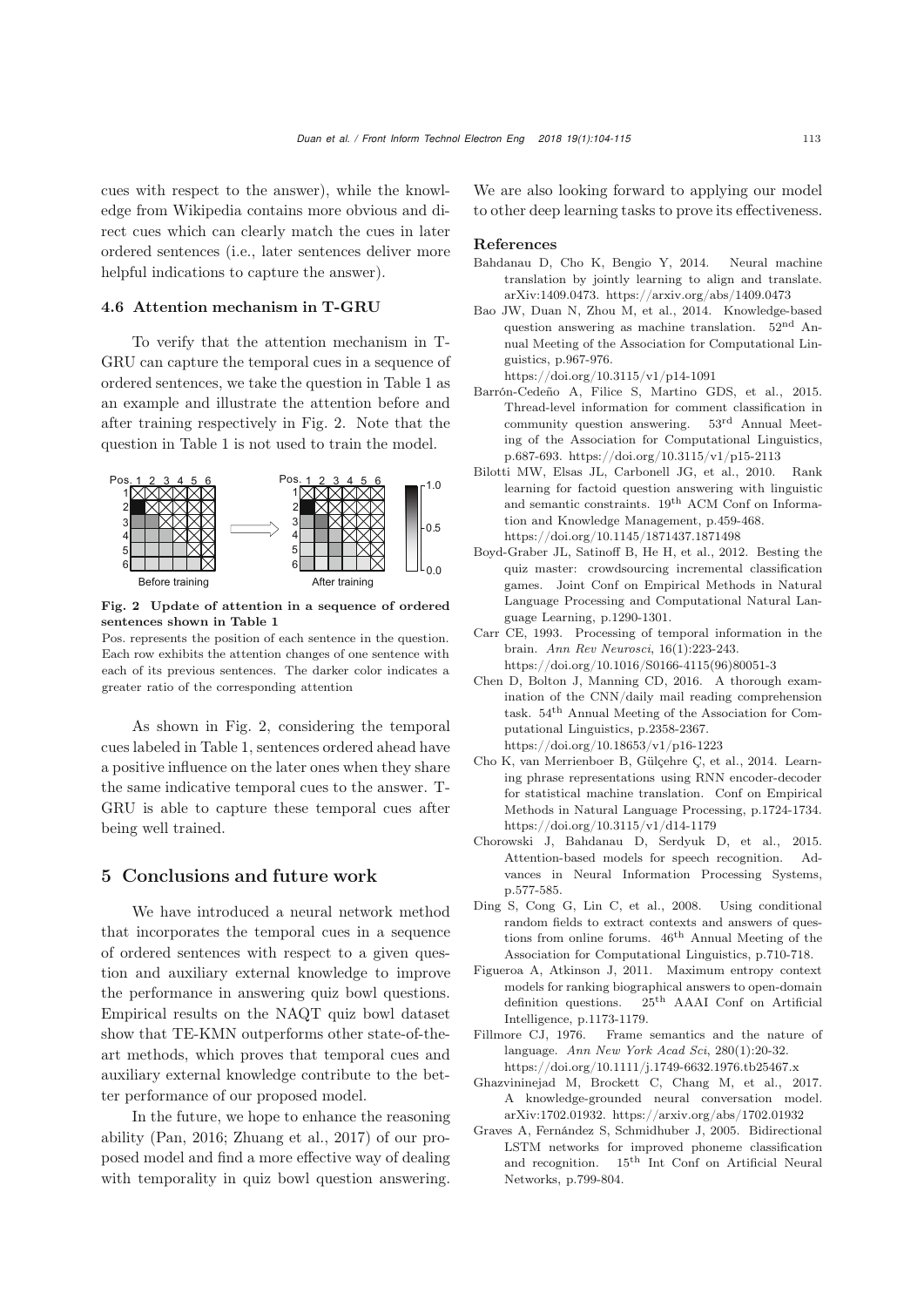cues with respect to the answer), while the knowledge from Wikipedia contains more obvious and direct cues which can clearly match the cues in later ordered sentences (i.e., later sentences deliver more helpful indications to capture the answer).

### 4.6 Attention mechanism in T-GRU

To verify that the attention mechanism in T-GRU can capture the temporal cues in a sequence of ordered sentences, we take the question in Table 1 as an example and illustrate the attention before and after training respectively in Fig. 2. Note that the question in Table 1 is not used to train the model.

**Fig. 2 Update of attention in a sequence of ordered sentences shown in Table 1**

Pos. represents the position of each sentence in the question. Each row exhibits the attention changes of one sentence with each of its previous sentences. The darker color indicates a greater ratio of the corresponding attention

As shown in Fig. 2, considering the temporal cues labeled in Table 1, sentences ordered ahead have a positive influence on the later ones when they share the same indicative temporal cues to the answer. T-GRU is able to capture these temporal cues after being well trained.

## 5 Conclusions and future work

We have introduced a neural network method that incorporates the temporal cues in a sequence of ordered sentences with respect to a given question and auxiliary external knowledge to improve the performance in answering quiz bowl questions. Empirical results on the NAQT quiz bowl dataset show that TE-KMN outperforms other state-of-the-art methods, which proves that temporal cues and auxiliary external knowledge contribute to the better performance of our proposed model.

In the future, we hope to enhance the reasoning ability (Pan, 2016; Zhuang et al., 2017) of our proposed model and find a more effective way of dealing with temporality in quiz bowl question answering. We are also looking forward to applying our model to other deep learning tasks to prove its effectiveness.

### References

Bahdanau D, Cho K, Bengio Y, 2014. Neural machine translation by jointly learning to align and translate. arXiv:1409.0473. https://arxiv.org/abs/1409.0473

Bao JW, Duan N, Zhou M, et al., 2014. Knowledge-based question answering as machine translation. 52nd Annual Meeting of the Association for Computational Linguistics, p.967-976. https://doi.org/10.3115/v1/p14-1091

Barrón-Cedeño A, Filice S, Martino GDS, et al., 2015. Thread-level information for comment classification in community question answering. 53rd Annual Meeting of the Association for Computational Linguistics, p.687-693. https://doi.org/10.3115/v1/p15-2113

Bilotti MW, Elsas JL, Carbonell JG, et al., 2010. Rank learning for factoid question answering with linguistic and semantic constraints. 19th ACM Conf on Information and Knowledge Management, p.459-468. https://doi.org/10.1145/1871437.1871498

Boyd-Graber JL, Satinoff B, He H, et al., 2012. Besting the quiz master: crowdsourcing incremental classification games. Joint Conf on Empirical Methods in Natural Language Processing and Computational Natural Language Learning, p.1290-1301.

Carr CE, 1993. Processing of temporal information in the brain. *Ann Rev Neurosci*, 16(1):223-243. https://doi.org/10.1016/S0166-4115(96)80051-3

Chen D, Bolton J, Manning CD, 2016. A thorough examination of the CNN/daily mail reading comprehension task. 54th Annual Meeting of the Association for Computational Linguistics, p.2358-2367. https://doi.org/10.18653/v1/p16-1223

Cho K, van Merrienboer B, Gülçehre Ç, et al., 2014. Learning phrase representations using RNN encoder-decoder for statistical machine translation. Conf on Empirical Methods in Natural Language Processing, p.1724-1734. https://doi.org/10.3115/v1/d14-1179

Chorowski J, Bahdanau D, Serdyuk D, et al., 2015. Attention-based models for speech recognition. Advances in Neural Information Processing Systems, p.577-585.

Ding S, Cong G, Lin C, et al., 2008. Using conditional random fields to extract contexts and answers of questions from online forums. 46th Annual Meeting of the Association for Computational Linguistics, p.710-718.

Figueroa A, Atkinson J, 2011. Maximum entropy context models for ranking biographical answers to open-domain definition questions. 25th AAAI Conf on Artificial Intelligence, p.1173-1179.

Fillmore CJ, 1976. Frame semantics and the nature of language. *Ann New York Acad Sci*, 280(1):20-32. https://doi.org/10.1111/j.1749-6632.1976.tb25467.x

Ghazvininejad M, Brockett C, Chang M, et al., 2017. A knowledge-grounded neural conversation model. arXiv:1702.01932. https://arxiv.org/abs/1702.01932

Graves A, Fernández S, Schmidhuber J, 2005. Bidirectional LSTM networks for improved phoneme classification and recognition. 15th Int Conf on Artificial Neural Networks, p.799-804.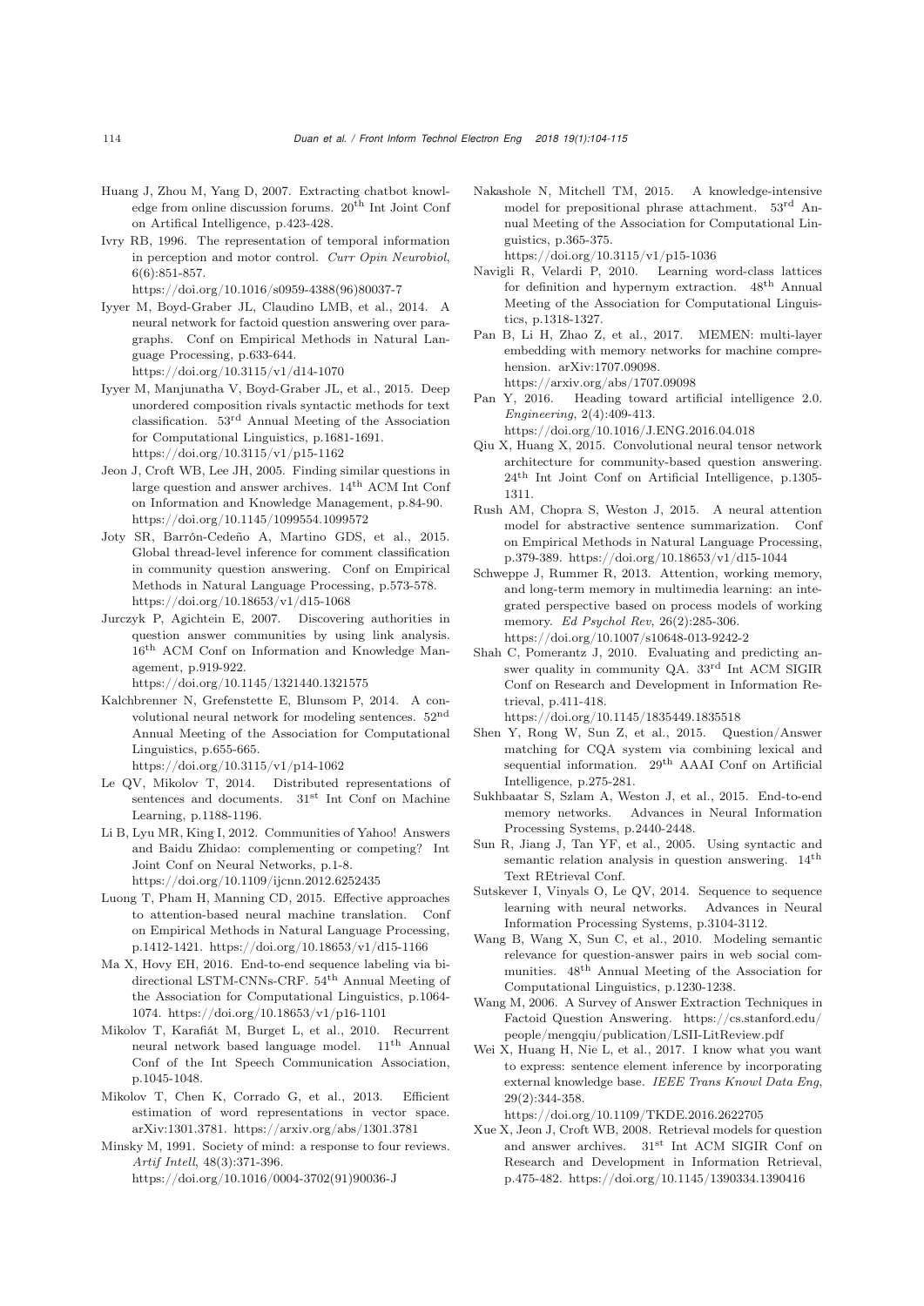Huang J, Zhou M, Yang D, 2007. Extracting chatbot knowledge from online discussion forums. 20th Int Joint Conf on Artifical Intelligence, p.423-428.

Ivry RB, 1996. The representation of temporal information in perception and motor control. *Curr Opin Neurobiol*, 6(6):851-857. https://doi.org/10.1016/s0959-4388(96)80037-7

Iyyer M, Boyd-Graber JL, Claudino LMB, et al., 2014. A neural network for factoid question answering over paragraphs. Conf on Empirical Methods in Natural Language Processing, p.633-644. https://doi.org/10.3115/v1/d14-1070

Iyyer M, Manjunatha V, Boyd-Graber JL, et al., 2015. Deep unordered composition rivals syntactic methods for text classification. 53rd Annual Meeting of the Association for Computational Linguistics, p.1681-1691. https://doi.org/10.3115/v1/p15-1162

Jeon J, Croft WB, Lee JH, 2005. Finding similar questions in large question and answer archives. 14th ACM Int Conf on Information and Knowledge Management, p.84-90. https://doi.org/10.1145/1099554.1099572

Joty SR, Barrón-Cedeño A, Martino GDS, et al., 2015. Global thread-level inference for comment classification in community question answering. Conf on Empirical Methods in Natural Language Processing, p.573-578. https://doi.org/10.18653/v1/d15-1068

Jurczyk P, Agichtein E, 2007. Discovering authorities in question answer communities by using link analysis. 16th ACM Conf on Information and Knowledge Management, p.919-922. https://doi.org/10.1145/1321440.1321575

Kalchbrenner N, Grefenstette E, Blunsom P, 2014. A convolutional neural network for modeling sentences. 52nd Annual Meeting of the Association for Computational Linguistics, p.655-665. https://doi.org/10.3115/v1/p14-1062

Le QV, Mikolov T, 2014. Distributed representations of sentences and documents. 31st Int Conf on Machine Learning, p.1188-1196.

Li B, Lyu MR, King I, 2012. Communities of Yahoo! Answers and Baidu Zhidao: complementing or competing? Int Joint Conf on Neural Networks, p.1-8. https://doi.org/10.1109/ijcnn.2012.6252435

Luong T, Pham H, Manning CD, 2015. Effective approaches to attention-based neural machine translation. Conf on Empirical Methods in Natural Language Processing, p.1412-1421. https://doi.org/10.18653/v1/d15-1166

Ma X, Hovy EH, 2016. End-to-end sequence labeling via bi-directional LSTM-CNNs-CRF. 54th Annual Meeting of the Association for Computational Linguistics, p.1064-1074. https://doi.org/10.18653/v1/p16-1101

Mikolov T, Karafiát M, Burget L, et al., 2010. Recurrent neural network based language model. 11th Annual Conf of the Int Speech Communication Association, p.1045-1048.

Mikolov T, Chen K, Corrado G, et al., 2013. Efficient estimation of word representations in vector space. arXiv:1301.3781. https://arxiv.org/abs/1301.3781

Minsky M, 1991. Society of mind: a response to four reviews. *Artif Intell*, 48(3):371-396. https://doi.org/10.1016/0004-3702(91)90036-J

Nakashole N, Mitchell TM, 2015. A knowledge-intensive model for prepositional phrase attachment. 53rd Annual Meeting of the Association for Computational Linguistics, p.365-375. https://doi.org/10.3115/v1/p15-1036

Navigli R, Velardi P, 2010. Learning word-class lattices for definition and hypernym extraction. 48th Annual Meeting of the Association for Computational Linguistics, p.1318-1327.

Pan B, Li H, Zhao Z, et al., 2017. MEMEN: multi-layer embedding with memory networks for machine comprehension. arXiv:1707.09098. https://arxiv.org/abs/1707.09098

Pan Y, 2016. Heading toward artificial intelligence 2.0. *Engineering*, 2(4):409-413. https://doi.org/10.1016/J.ENG.2016.04.018

Qiu X, Huang X, 2015. Convolutional neural tensor network architecture for community-based question answering. 24th Int Joint Conf on Artificial Intelligence, p.1305-1311.

Rush AM, Chopra S, Weston J, 2015. A neural attention model for abstractive sentence summarization. Conf on Empirical Methods in Natural Language Processing, p.379-389. https://doi.org/10.18653/v1/d15-1044

Schweppe J, Rummer R, 2013. Attention, working memory, and long-term memory in multimedia learning: an integrated perspective based on process models of working memory. *Ed Psychol Rev*, 26(2):285-306. https://doi.org/10.1007/s10648-013-9242-2

Shah C, Pomerantz J, 2010. Evaluating and predicting answer quality in community QA. 33rd Int ACM SIGIR Conf on Research and Development in Information Retrieval, p.411-418. https://doi.org/10.1145/1835449.1835518

Shen Y, Rong W, Sun Z, et al., 2015. Question/Answer matching for CQA system via combining lexical and sequential information. 29th AAAI Conf on Artificial Intelligence, p.275-281.

Sukhbaatar S, Szlam A, Weston J, et al., 2015. End-to-end memory networks. Advances in Neural Information Processing Systems, p.2440-2448.

Sun R, Jiang J, Tan YF, et al., 2005. Using syntactic and semantic relation analysis in question answering. 14th Text REtrieval Conf.

Sutskever I, Vinyals O, Le QV, 2014. Sequence to sequence learning with neural networks. Advances in Neural Information Processing Systems, p.3104-3112.

Wang B, Wang X, Sun C, et al., 2010. Modeling semantic relevance for question-answer pairs in web social communities. 48th Annual Meeting of the Association for Computational Linguistics, p.1230-1238.

Wang M, 2006. A Survey of Answer Extraction Techniques in Factoid Question Answering. https://cs.stanford.edu/people/mengqiu/publication/LSII-LitReview.pdf

Wei X, Huang H, Nie L, et al., 2017. I know what you want to express: sentence element inference by incorporating external knowledge base. *IEEE Trans Knowl Data Eng*, 29(2):344-358. https://doi.org/10.1109/TKDE.2016.2622705

Xue X, Jeon J, Croft WB, 2008. Retrieval models for question and answer archives. 31st Int ACM SIGIR Conf on Research and Development in Information Retrieval, p.475-482. https://doi.org/10.1145/1390334.1390416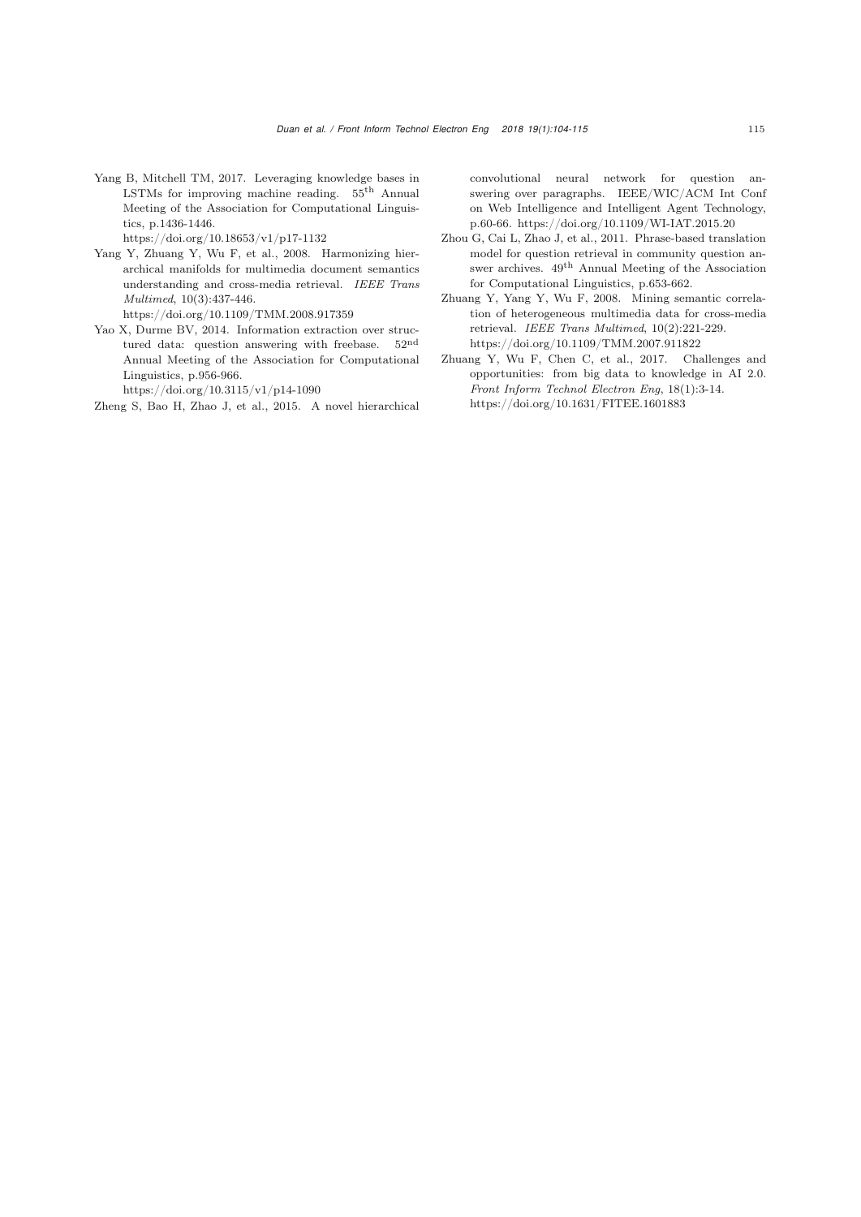Yang B, Mitchell TM, 2017. Leveraging knowledge bases in LSTMs for improving machine reading. $55^{\text{th}}$ Annual Meeting of the Association for Computational Linguistics, p.1436-1446. https://doi.org/10.18653/v1/p17-1132

Yang Y, Zhuang Y, Wu F, et al., 2008. Harmonizing hierarchical manifolds for multimedia document semantics understanding and cross-media retrieval. *IEEE Trans Multimed*, 10(3):437-446. https://doi.org/10.1109/TMM.2008.917359

Yao X, Durme BV, 2014. Information extraction over structured data: question answering with freebase. $52^{\text{nd}}$ Annual Meeting of the Association for Computational Linguistics, p.956-966. https://doi.org/10.3115/v1/p14-1090

Zheng S, Bao H, Zhao J, et al., 2015. A novel hierarchical convolutional neural network for question answering over paragraphs. IEEE/WIC/ACM Int Conf on Web Intelligence and Intelligent Agent Technology, p.60-66. https://doi.org/10.1109/WI-IAT.2015.20

Zhou G, Cai L, Zhao J, et al., 2011. Phrase-based translation model for question retrieval in community question answer archives. $49^{\text{th}}$ Annual Meeting of the Association for Computational Linguistics, p.653-662.

Zhuang Y, Yang Y, Wu F, 2008. Mining semantic correlation of heterogeneous multimedia data for cross-media retrieval. *IEEE Trans Multimed*, 10(2):221-229. https://doi.org/10.1109/TMM.2007.911822

Zhuang Y, Wu F, Chen C, et al., 2017. Challenges and opportunities: from big data to knowledge in AI 2.0. *Front Inform Technol Electron Eng*, 18(1):3-14. https://doi.org/10.1631/FITEE.1601883